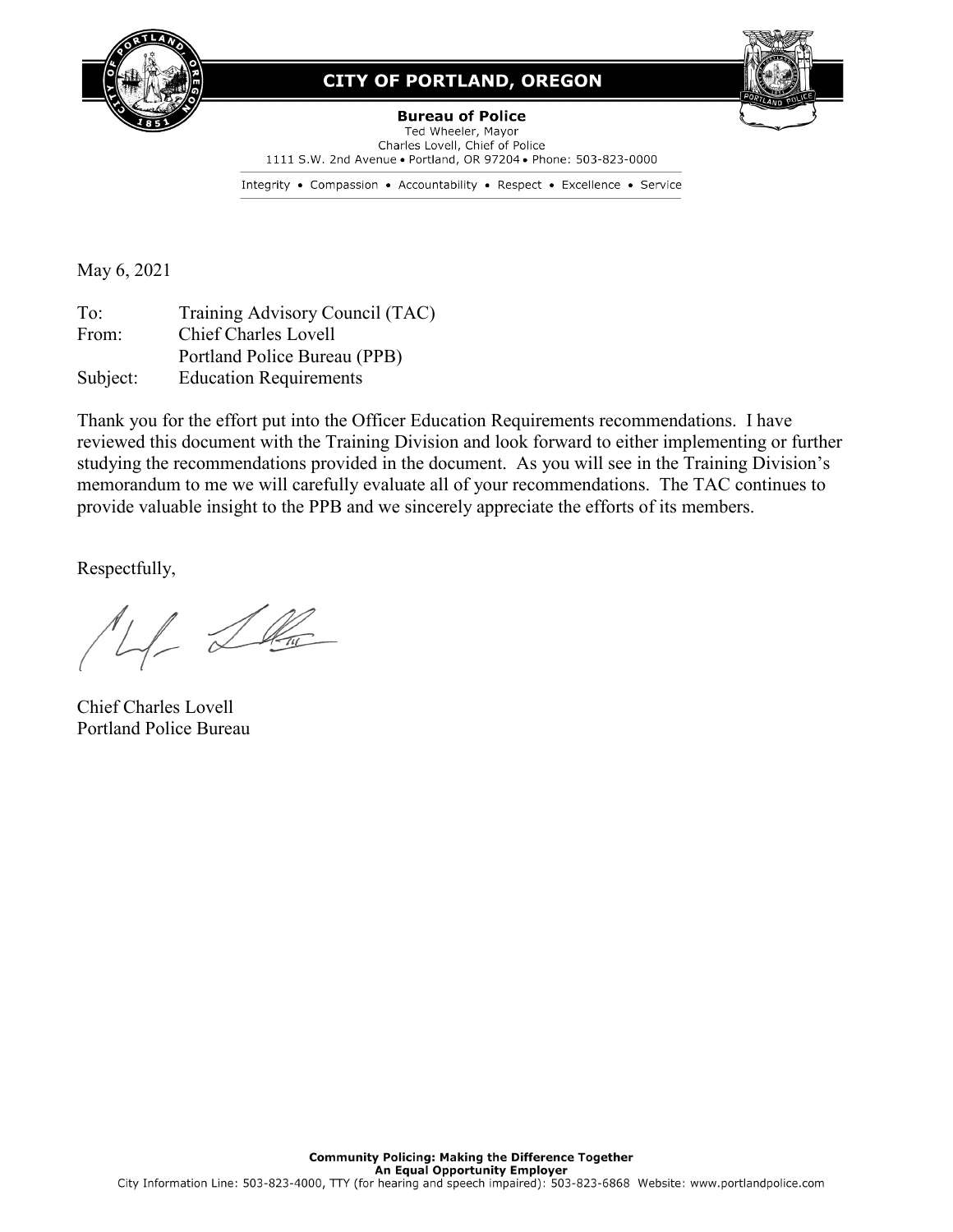**CITY OF PORTLAND, OREGON**

**Bureau of Police**
Ted Wheeler, Mayor
Charles Lovell, Chief of Police
1111 S.W. 2nd Avenue • Portland, OR 97204 • Phone: 503-823-0000

Integrity • Compassion • Accountability • Respect • Excellence • Service

May 6, 2021

To: Training Advisory Council (TAC)
From: Chief Charles Lovell
Portland Police Bureau (PPB)
Subject: Education Requirements

Thank you for the effort put into the Officer Education Requirements recommendations. I have reviewed this document with the Training Division and look forward to either implementing or further studying the recommendations provided in the document. As you will see in the Training Division's memorandum to me we will carefully evaluate all of your recommendations. The TAC continues to provide valuable insight to the PPB and we sincerely appreciate the efforts of its members.

Respectfully,

Chief Charles Lovell
Portland Police Bureau

**Community Policing: Making the Difference Together**
**An Equal Opportunity Employer**
City Information Line: 503-823-4000, TTY (for hearing and speech impaired): 503-823-6868 Website: www.portlandpolice.com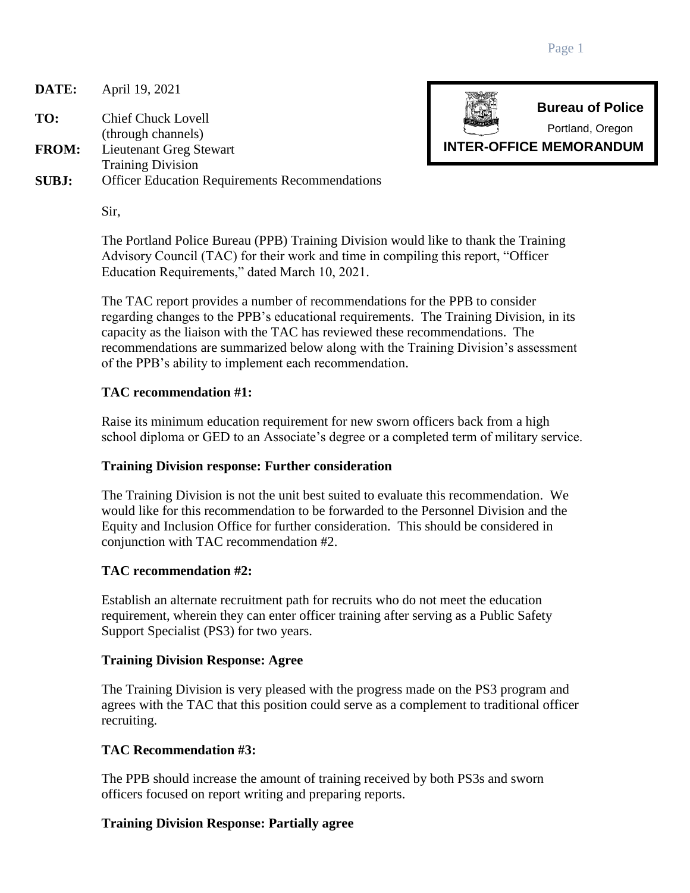**DATE:** April 19, 2021

**TO:** Chief Chuck Lovell
(through channels)

**FROM:** Lieutenant Greg Stewart
Training Division

**SUBJ:** Officer Education Requirements Recommendations

**Bureau of Police**
Portland, Oregon
**INTER-OFFICE MEMORANDUM**

Sir,

The Portland Police Bureau (PPB) Training Division would like to thank the Training Advisory Council (TAC) for their work and time in compiling this report, "Officer Education Requirements," dated March 10, 2021.

The TAC report provides a number of recommendations for the PPB to consider regarding changes to the PPB's educational requirements. The Training Division, in its capacity as the liaison with the TAC has reviewed these recommendations. The recommendations are summarized below along with the Training Division's assessment of the PPB's ability to implement each recommendation.

**TAC recommendation #1:**

Raise its minimum education requirement for new sworn officers back from a high school diploma or GED to an Associate's degree or a completed term of military service.

**Training Division response: Further consideration**

The Training Division is not the unit best suited to evaluate this recommendation. We would like for this recommendation to be forwarded to the Personnel Division and the Equity and Inclusion Office for further consideration. This should be considered in conjunction with TAC recommendation #2.

**TAC recommendation #2:**

Establish an alternate recruitment path for recruits who do not meet the education requirement, wherein they can enter officer training after serving as a Public Safety Support Specialist (PS3) for two years.

**Training Division Response: Agree**

The Training Division is very pleased with the progress made on the PS3 program and agrees with the TAC that this position could serve as a complement to traditional officer recruiting.

**TAC Recommendation #3:**

The PPB should increase the amount of training received by both PS3s and sworn officers focused on report writing and preparing reports.

**Training Division Response: Partially agree**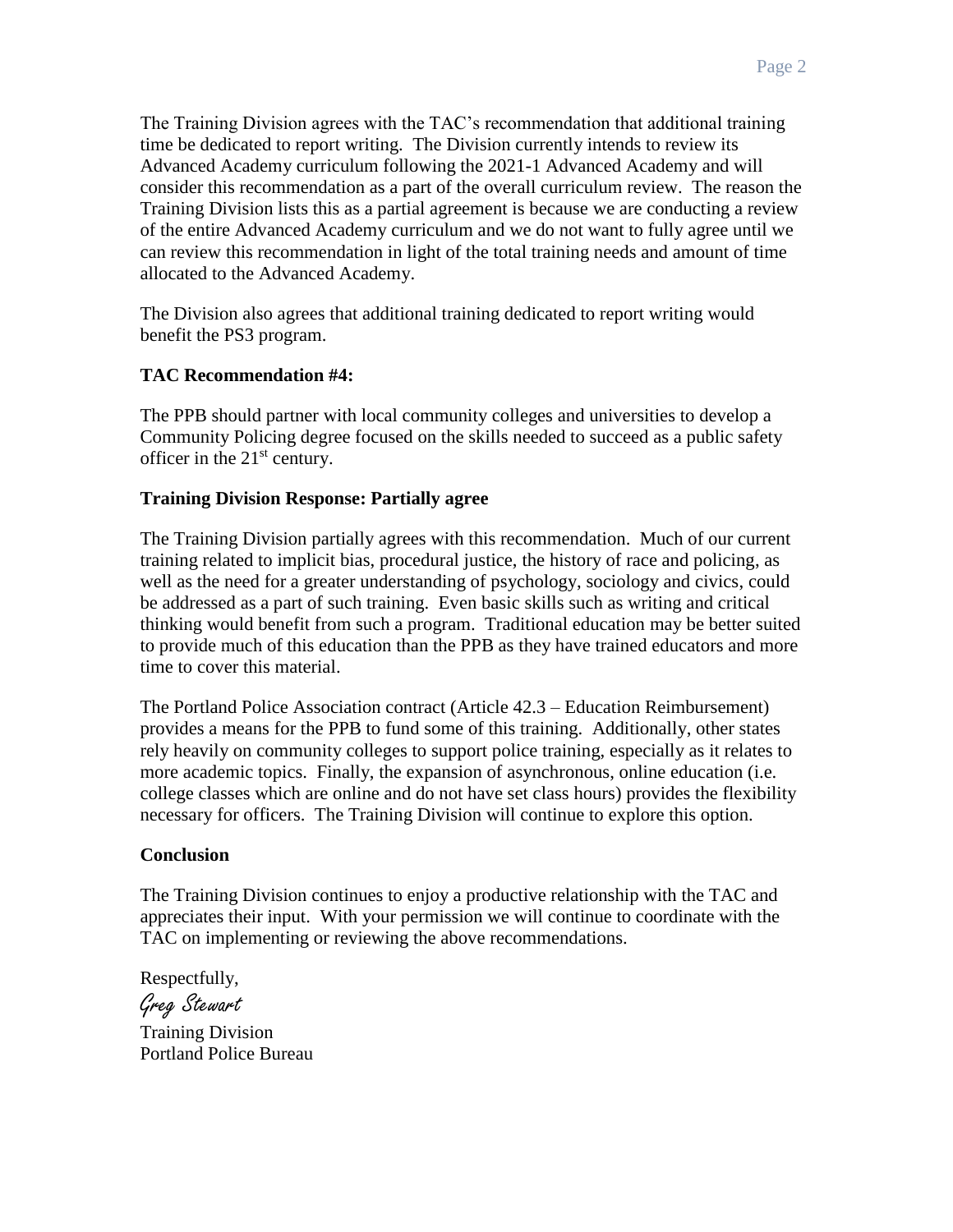The Training Division agrees with the TAC's recommendation that additional training time be dedicated to report writing. The Division currently intends to review its Advanced Academy curriculum following the 2021-1 Advanced Academy and will consider this recommendation as a part of the overall curriculum review. The reason the Training Division lists this as a partial agreement is because we are conducting a review of the entire Advanced Academy curriculum and we do not want to fully agree until we can review this recommendation in light of the total training needs and amount of time allocated to the Advanced Academy.

The Division also agrees that additional training dedicated to report writing would benefit the PS3 program.

**TAC Recommendation #4:**

The PPB should partner with local community colleges and universities to develop a Community Policing degree focused on the skills needed to succeed as a public safety officer in the 21st century.

**Training Division Response: Partially agree**

The Training Division partially agrees with this recommendation. Much of our current training related to implicit bias, procedural justice, the history of race and policing, as well as the need for a greater understanding of psychology, sociology and civics, could be addressed as a part of such training. Even basic skills such as writing and critical thinking would benefit from such a program. Traditional education may be better suited to provide much of this education than the PPB as they have trained educators and more time to cover this material.

The Portland Police Association contract (Article 42.3 – Education Reimbursement) provides a means for the PPB to fund some of this training. Additionally, other states rely heavily on community colleges to support police training, especially as it relates to more academic topics. Finally, the expansion of asynchronous, online education (i.e. college classes which are online and do not have set class hours) provides the flexibility necessary for officers. The Training Division will continue to explore this option.

**Conclusion**

The Training Division continues to enjoy a productive relationship with the TAC and appreciates their input. With your permission we will continue to coordinate with the TAC on implementing or reviewing the above recommendations.

Respectfully,

*Greg Stewart*

Training Division
Portland Police Bureau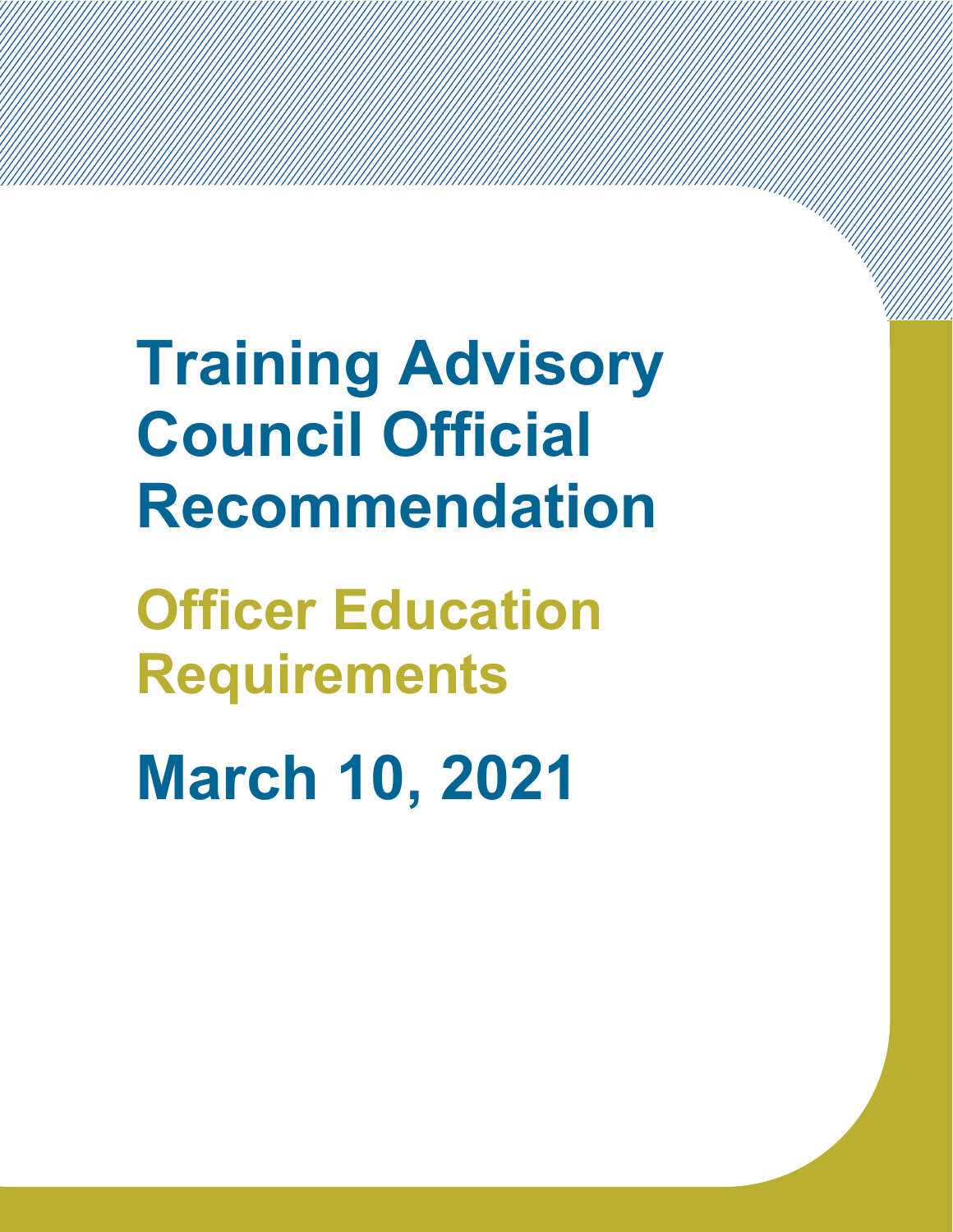# Training Advisory Council Official Recommendation

## Officer Education Requirements

# March 10, 2021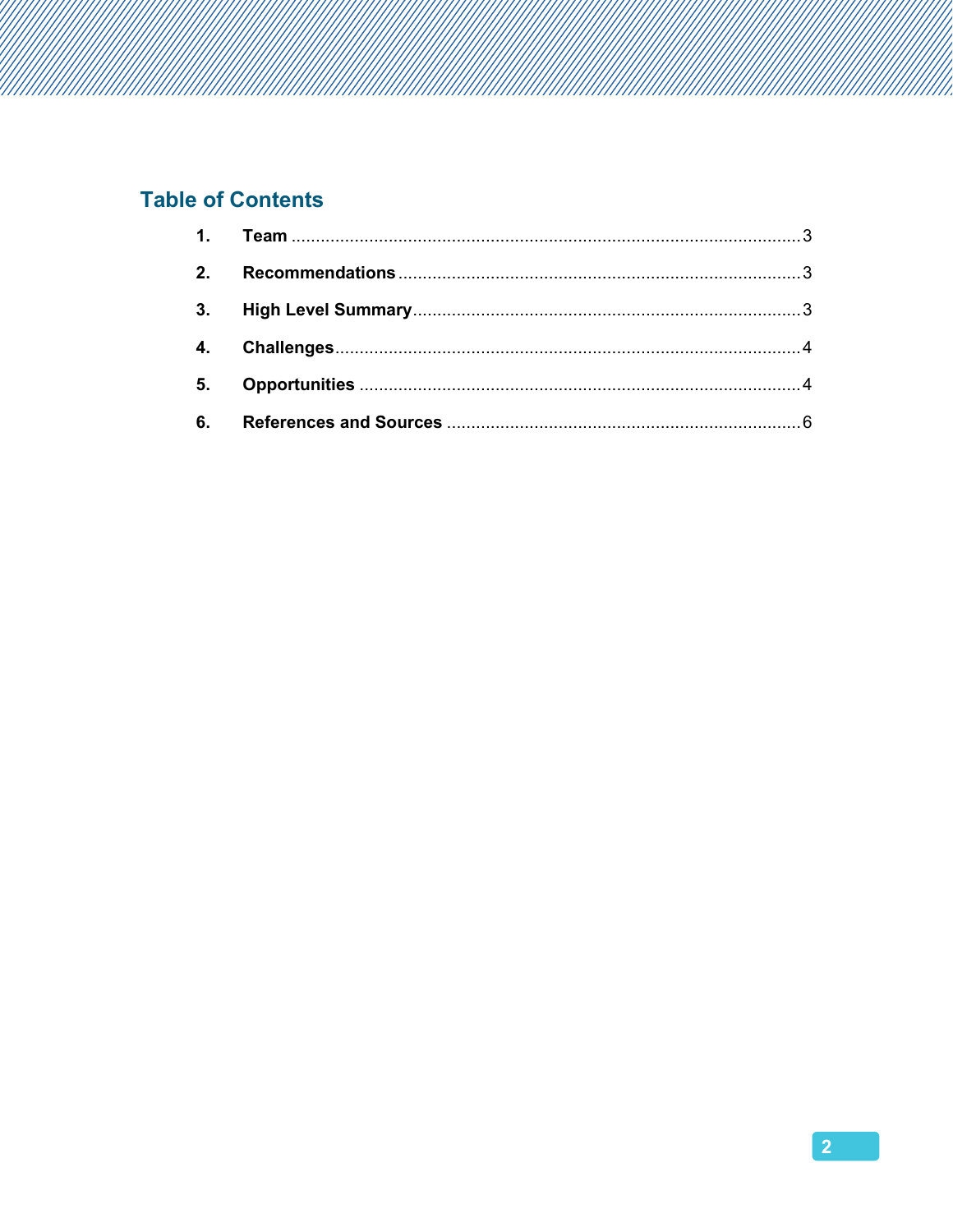## Table of Contents

1. **Team** ........................................................................................................ 3
2. **Recommendations** .................................................................................. 3
3. **High Level Summary** ............................................................................... 3
4. **Challenges** ................................................................................................ 4
5. **Opportunities** ........................................................................................... 4
6. **References and Sources** ......................................................................... 6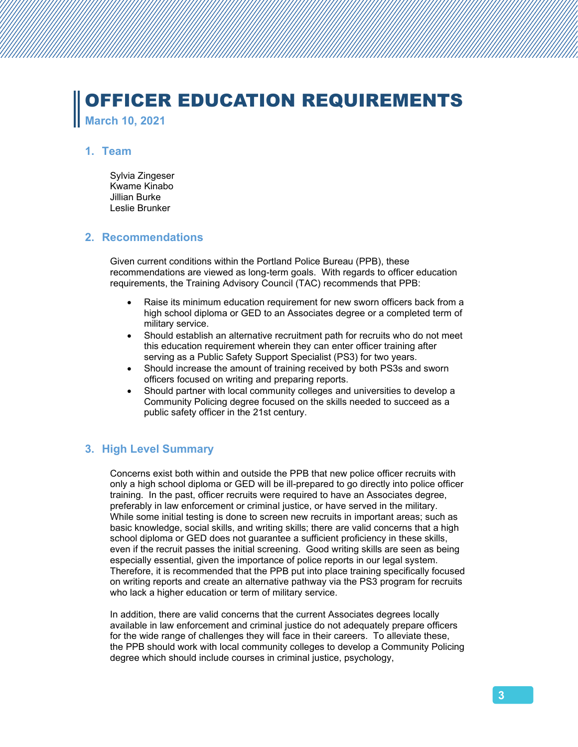# OFFICER EDUCATION REQUIREMENTS

**March 10, 2021**

## 1. Team

Sylvia Zingeser
Kwame Kinabo
Jillian Burke
Leslie Brunker

## 2. Recommendations

Given current conditions within the Portland Police Bureau (PPB), these recommendations are viewed as long-term goals. With regards to officer education requirements, the Training Advisory Council (TAC) recommends that PPB:

- Raise its minimum education requirement for new sworn officers back from a high school diploma or GED to an Associates degree or a completed term of military service.
- Should establish an alternative recruitment path for recruits who do not meet this education requirement wherein they can enter officer training after serving as a Public Safety Support Specialist (PS3) for two years.
- Should increase the amount of training received by both PS3s and sworn officers focused on writing and preparing reports.
- Should partner with local community colleges and universities to develop a Community Policing degree focused on the skills needed to succeed as a public safety officer in the 21st century.

## 3. High Level Summary

Concerns exist both within and outside the PPB that new police officer recruits with only a high school diploma or GED will be ill-prepared to go directly into police officer training. In the past, officer recruits were required to have an Associates degree, preferably in law enforcement or criminal justice, or have served in the military. While some initial testing is done to screen new recruits in important areas; such as basic knowledge, social skills, and writing skills; there are valid concerns that a high school diploma or GED does not guarantee a sufficient proficiency in these skills, even if the recruit passes the initial screening. Good writing skills are seen as being especially essential, given the importance of police reports in our legal system. Therefore, it is recommended that the PPB put into place training specifically focused on writing reports and create an alternative pathway via the PS3 program for recruits who lack a higher education or term of military service.

In addition, there are valid concerns that the current Associates degrees locally available in law enforcement and criminal justice do not adequately prepare officers for the wide range of challenges they will face in their careers. To alleviate these, the PPB should work with local community colleges to develop a Community Policing degree which should include courses in criminal justice, psychology,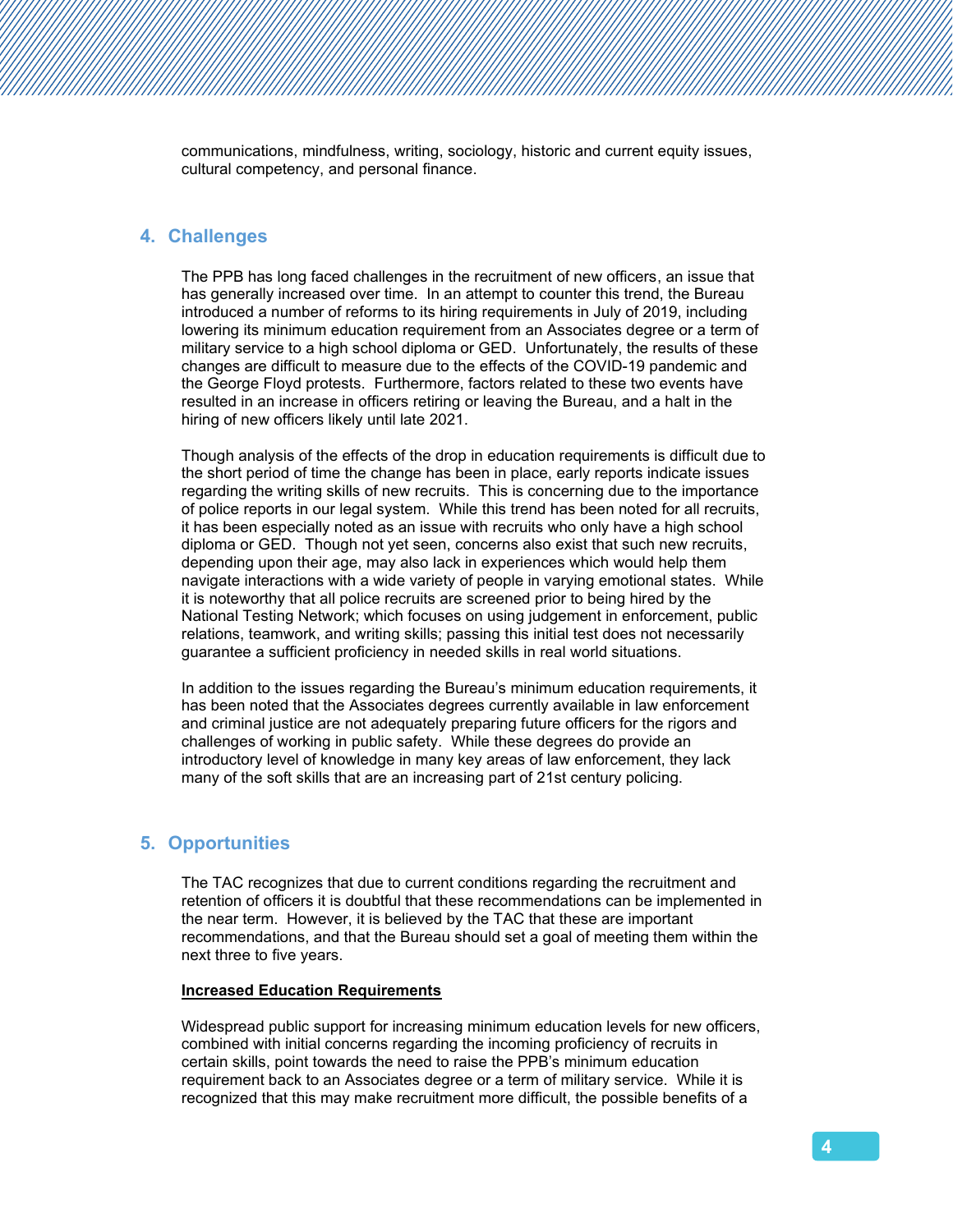communications, mindfulness, writing, sociology, historic and current equity issues, cultural competency, and personal finance.

## 4. Challenges

The PPB has long faced challenges in the recruitment of new officers, an issue that has generally increased over time. In an attempt to counter this trend, the Bureau introduced a number of reforms to its hiring requirements in July of 2019, including lowering its minimum education requirement from an Associates degree or a term of military service to a high school diploma or GED. Unfortunately, the results of these changes are difficult to measure due to the effects of the COVID-19 pandemic and the George Floyd protests. Furthermore, factors related to these two events have resulted in an increase in officers retiring or leaving the Bureau, and a halt in the hiring of new officers likely until late 2021.

Though analysis of the effects of the drop in education requirements is difficult due to the short period of time the change has been in place, early reports indicate issues regarding the writing skills of new recruits. This is concerning due to the importance of police reports in our legal system. While this trend has been noted for all recruits, it has been especially noted as an issue with recruits who only have a high school diploma or GED. Though not yet seen, concerns also exist that such new recruits, depending upon their age, may also lack in experiences which would help them navigate interactions with a wide variety of people in varying emotional states. While it is noteworthy that all police recruits are screened prior to being hired by the National Testing Network; which focuses on using judgement in enforcement, public relations, teamwork, and writing skills; passing this initial test does not necessarily guarantee a sufficient proficiency in needed skills in real world situations.

In addition to the issues regarding the Bureau's minimum education requirements, it has been noted that the Associates degrees currently available in law enforcement and criminal justice are not adequately preparing future officers for the rigors and challenges of working in public safety. While these degrees do provide an introductory level of knowledge in many key areas of law enforcement, they lack many of the soft skills that are an increasing part of 21st century policing.

## 5. Opportunities

The TAC recognizes that due to current conditions regarding the recruitment and retention of officers it is doubtful that these recommendations can be implemented in the near term. However, it is believed by the TAC that these are important recommendations, and that the Bureau should set a goal of meeting them within the next three to five years.

**Increased Education Requirements**

Widespread public support for increasing minimum education levels for new officers, combined with initial concerns regarding the incoming proficiency of recruits in certain skills, point towards the need to raise the PPB's minimum education requirement back to an Associates degree or a term of military service. While it is recognized that this may make recruitment more difficult, the possible benefits of a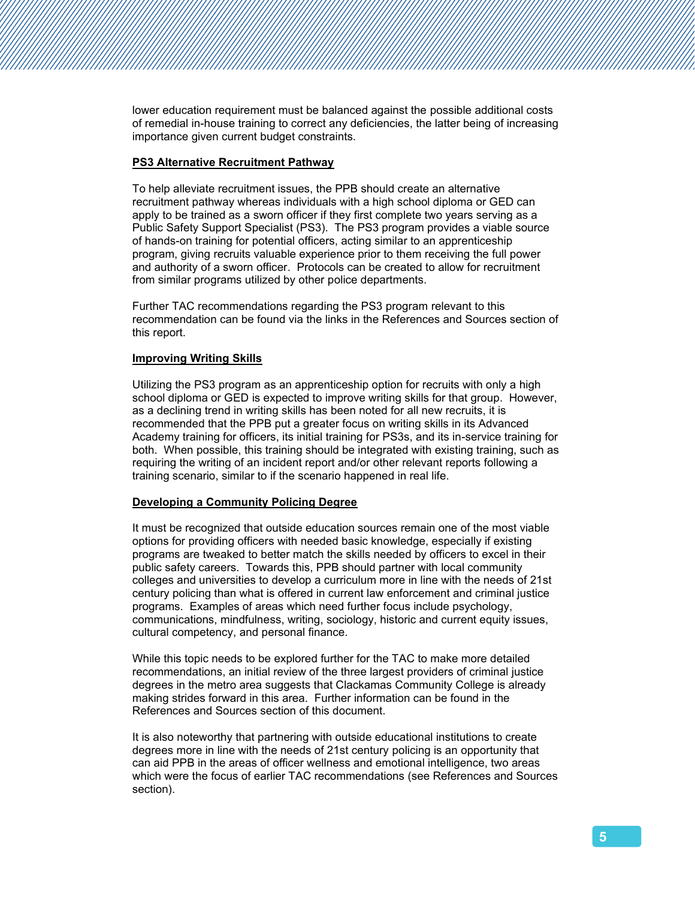lower education requirement must be balanced against the possible additional costs of remedial in-house training to correct any deficiencies, the latter being of increasing importance given current budget constraints.

**PS3 Alternative Recruitment Pathway**

To help alleviate recruitment issues, the PPB should create an alternative recruitment pathway whereas individuals with a high school diploma or GED can apply to be trained as a sworn officer if they first complete two years serving as a Public Safety Support Specialist (PS3). The PS3 program provides a viable source of hands-on training for potential officers, acting similar to an apprenticeship program, giving recruits valuable experience prior to them receiving the full power and authority of a sworn officer. Protocols can be created to allow for recruitment from similar programs utilized by other police departments.

Further TAC recommendations regarding the PS3 program relevant to this recommendation can be found via the links in the References and Sources section of this report.

**Improving Writing Skills**

Utilizing the PS3 program as an apprenticeship option for recruits with only a high school diploma or GED is expected to improve writing skills for that group. However, as a declining trend in writing skills has been noted for all new recruits, it is recommended that the PPB put a greater focus on writing skills in its Advanced Academy training for officers, its initial training for PS3s, and its in-service training for both. When possible, this training should be integrated with existing training, such as requiring the writing of an incident report and/or other relevant reports following a training scenario, similar to if the scenario happened in real life.

**Developing a Community Policing Degree**

It must be recognized that outside education sources remain one of the most viable options for providing officers with needed basic knowledge, especially if existing programs are tweaked to better match the skills needed by officers to excel in their public safety careers. Towards this, PPB should partner with local community colleges and universities to develop a curriculum more in line with the needs of 21st century policing than what is offered in current law enforcement and criminal justice programs. Examples of areas which need further focus include psychology, communications, mindfulness, writing, sociology, historic and current equity issues, cultural competency, and personal finance.

While this topic needs to be explored further for the TAC to make more detailed recommendations, an initial review of the three largest providers of criminal justice degrees in the metro area suggests that Clackamas Community College is already making strides forward in this area. Further information can be found in the References and Sources section of this document.

It is also noteworthy that partnering with outside educational institutions to create degrees more in line with the needs of 21st century policing is an opportunity that can aid PPB in the areas of officer wellness and emotional intelligence, two areas which were the focus of earlier TAC recommendations (see References and Sources section).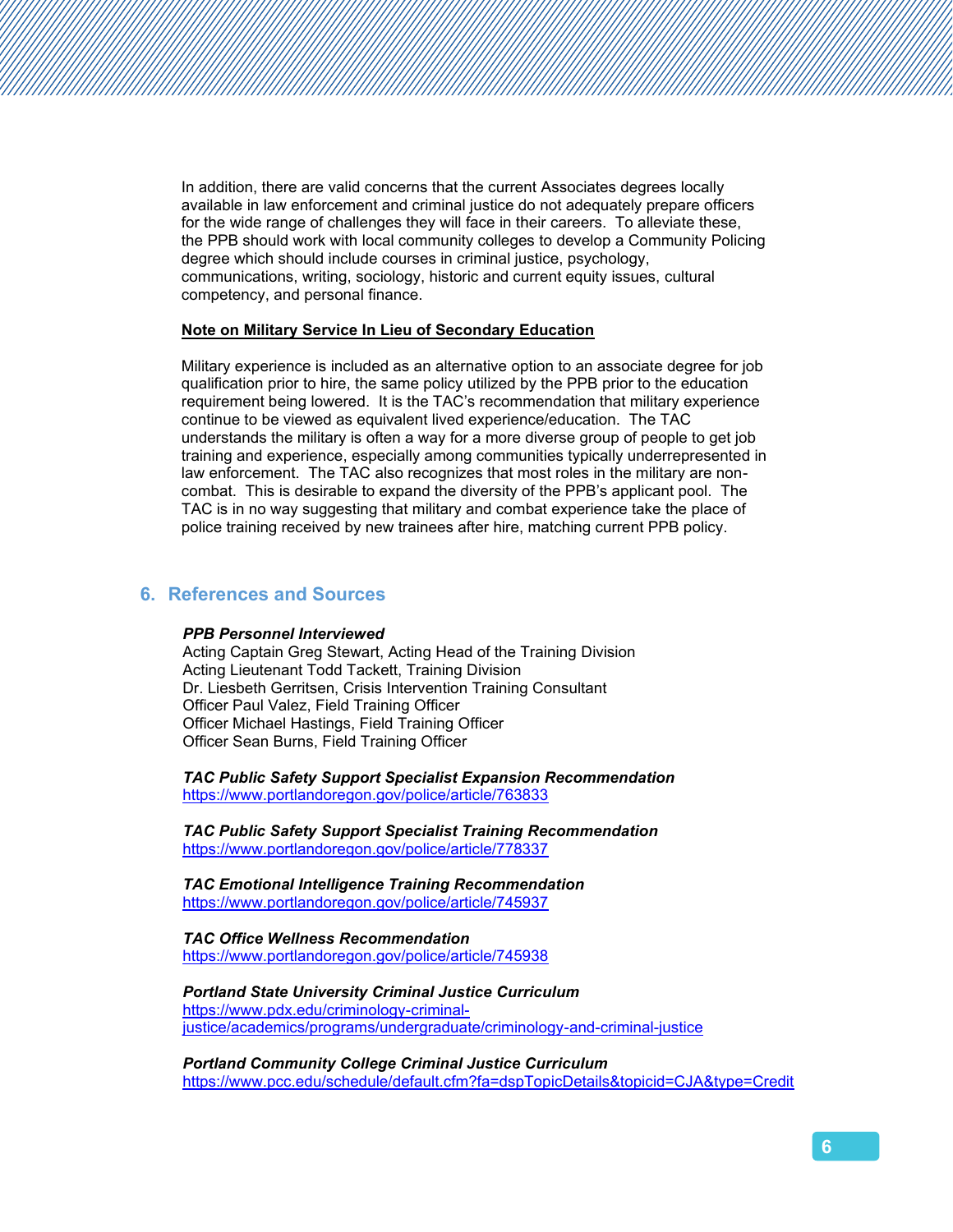In addition, there are valid concerns that the current Associates degrees locally available in law enforcement and criminal justice do not adequately prepare officers for the wide range of challenges they will face in their careers. To alleviate these, the PPB should work with local community colleges to develop a Community Policing degree which should include courses in criminal justice, psychology, communications, writing, sociology, historic and current equity issues, cultural competency, and personal finance.

**Note on Military Service In Lieu of Secondary Education**

Military experience is included as an alternative option to an associate degree for job qualification prior to hire, the same policy utilized by the PPB prior to the education requirement being lowered. It is the TAC's recommendation that military experience continue to be viewed as equivalent lived experience/education. The TAC understands the military is often a way for a more diverse group of people to get job training and experience, especially among communities typically underrepresented in law enforcement. The TAC also recognizes that most roles in the military are non-combat. This is desirable to expand the diversity of the PPB's applicant pool. The TAC is in no way suggesting that military and combat experience take the place of police training received by new trainees after hire, matching current PPB policy.

## 6. References and Sources

***PPB Personnel Interviewed***
Acting Captain Greg Stewart, Acting Head of the Training Division
Acting Lieutenant Todd Tackett, Training Division
Dr. Liesbeth Gerritsen, Crisis Intervention Training Consultant
Officer Paul Valez, Field Training Officer
Officer Michael Hastings, Field Training Officer
Officer Sean Burns, Field Training Officer

***TAC Public Safety Support Specialist Expansion Recommendation***
https://www.portlandoregon.gov/police/article/763833

***TAC Public Safety Support Specialist Training Recommendation***
https://www.portlandoregon.gov/police/article/778337

***TAC Emotional Intelligence Training Recommendation***
https://www.portlandoregon.gov/police/article/745937

***TAC Office Wellness Recommendation***
https://www.portlandoregon.gov/police/article/745938

***Portland State University Criminal Justice Curriculum***
https://www.pdx.edu/criminology-criminal-justice/academics/programs/undergraduate/criminology-and-criminal-justice

***Portland Community College Criminal Justice Curriculum***
https://www.pcc.edu/schedule/default.cfm?fa=dspTopicDetails&topicid=CJA&type=Credit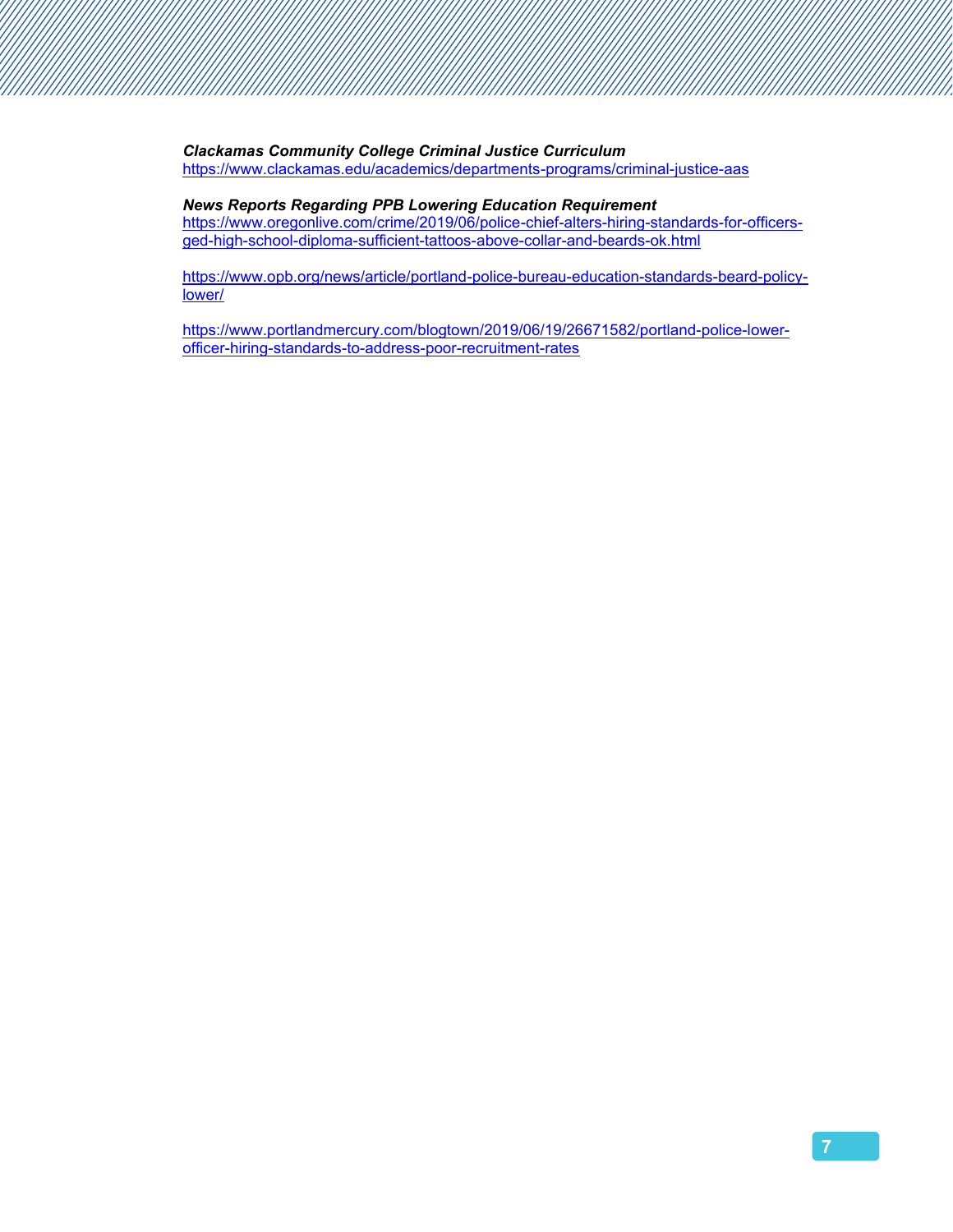***Clackamas Community College Criminal Justice Curriculum***
https://www.clackamas.edu/academics/departments-programs/criminal-justice-aas

***News Reports Regarding PPB Lowering Education Requirement***
https://www.oregonlive.com/crime/2019/06/police-chief-alters-hiring-standards-for-officers-ged-high-school-diploma-sufficient-tattoos-above-collar-and-beards-ok.html

https://www.opb.org/news/article/portland-police-bureau-education-standards-beard-policy-lower/

https://www.portlandmercury.com/blogtown/2019/06/19/26671582/portland-police-lower-officer-hiring-standards-to-address-poor-recruitment-rates